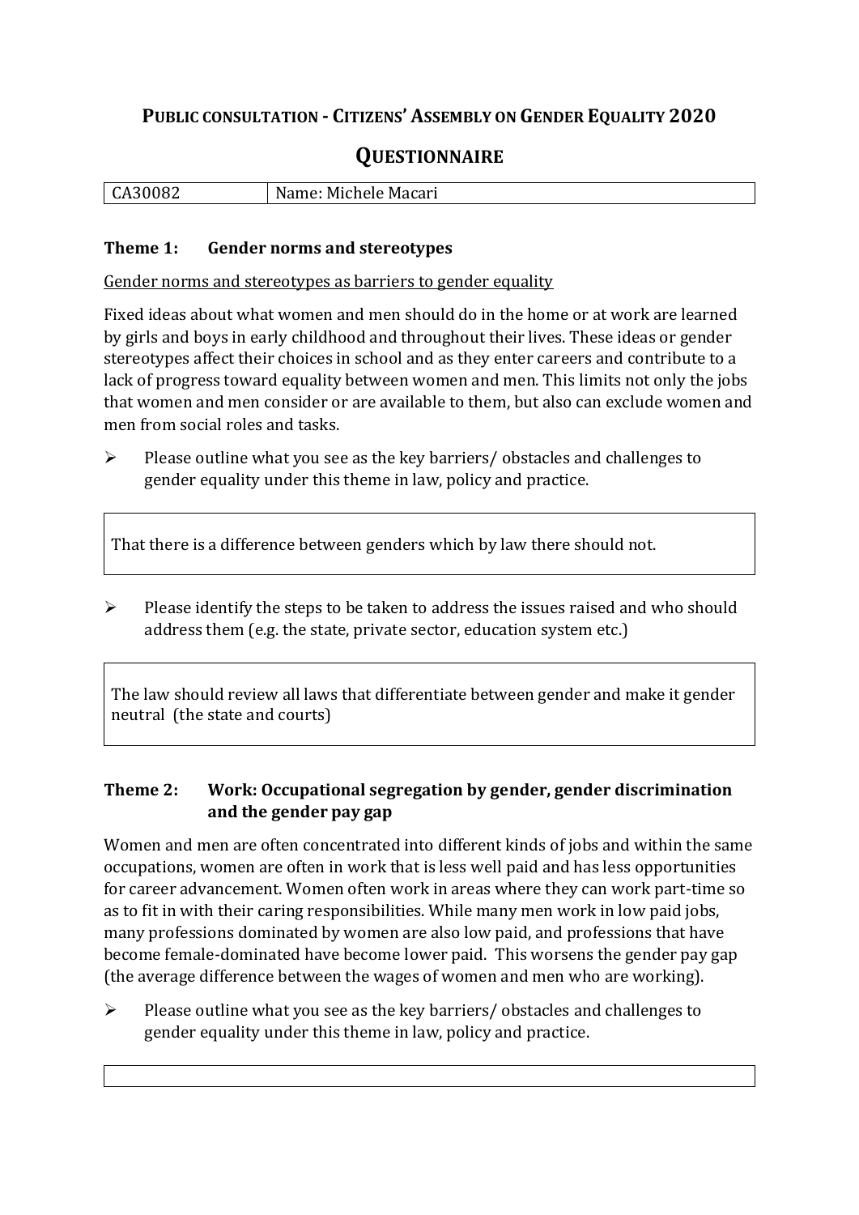# PUBLIC CONSULTATION - CITIZENS' ASSEMBLY ON GENDER EQUALITY 2020

## QUESTIONNAIRE

| CA30082 | Name: Michele Macari |
|---|---|

### Theme 1: Gender norms and stereotypes

Gender norms and stereotypes as barriers to gender equality

Fixed ideas about what women and men should do in the home or at work are learned by girls and boys in early childhood and throughout their lives. These ideas or gender stereotypes affect their choices in school and as they enter careers and contribute to a lack of progress toward equality between women and men. This limits not only the jobs that women and men consider or are available to them, but also can exclude women and men from social roles and tasks.

- Please outline what you see as the key barriers/ obstacles and challenges to gender equality under this theme in law, policy and practice.

That there is a difference between genders which by law there should not.

- Please identify the steps to be taken to address the issues raised and who should address them (e.g. the state, private sector, education system etc.)

The law should review all laws that differentiate between gender and make it gender neutral (the state and courts)

### Theme 2: Work: Occupational segregation by gender, gender discrimination and the gender pay gap

Women and men are often concentrated into different kinds of jobs and within the same occupations, women are often in work that is less well paid and has less opportunities for career advancement. Women often work in areas where they can work part-time so as to fit in with their caring responsibilities. While many men work in low paid jobs, many professions dominated by women are also low paid, and professions that have become female-dominated have become lower paid. This worsens the gender pay gap (the average difference between the wages of women and men who are working).

- Please outline what you see as the key barriers/ obstacles and challenges to gender equality under this theme in law, policy and practice.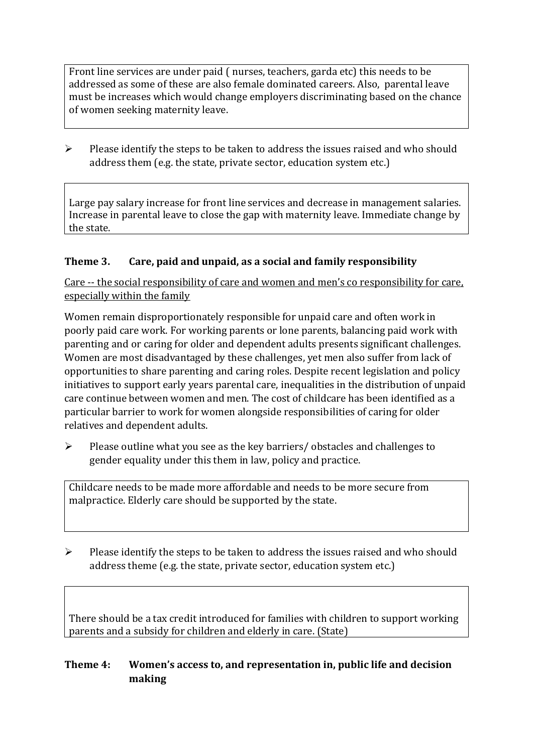Front line services are under paid ( nurses, teachers, garda etc) this needs to be addressed as some of these are also female dominated careers. Also, parental leave must be increases which would change employers discriminating based on the chance of women seeking maternity leave.

- Please identify the steps to be taken to address the issues raised and who should address them (e.g. the state, private sector, education system etc.)

Large pay salary increase for front line services and decrease in management salaries. Increase in parental leave to close the gap with maternity leave. Immediate change by the state.

### Theme 3. Care, paid and unpaid, as a social and family responsibility

Care -- the social responsibility of care and women and men's co responsibility for care, especially within the family

Women remain disproportionately responsible for unpaid care and often work in poorly paid care work. For working parents or lone parents, balancing paid work with parenting and or caring for older and dependent adults presents significant challenges. Women are most disadvantaged by these challenges, yet men also suffer from lack of opportunities to share parenting and caring roles. Despite recent legislation and policy initiatives to support early years parental care, inequalities in the distribution of unpaid care continue between women and men. The cost of childcare has been identified as a particular barrier to work for women alongside responsibilities of caring for older relatives and dependent adults.

- Please outline what you see as the key barriers/ obstacles and challenges to gender equality under this them in law, policy and practice.

Childcare needs to be made more affordable and needs to be more secure from malpractice. Elderly care should be supported by the state.

- Please identify the steps to be taken to address the issues raised and who should address theme (e.g. the state, private sector, education system etc.)

There should be a tax credit introduced for families with children to support working parents and a subsidy for children and elderly in care. (State)

### Theme 4: Women's access to, and representation in, public life and decision making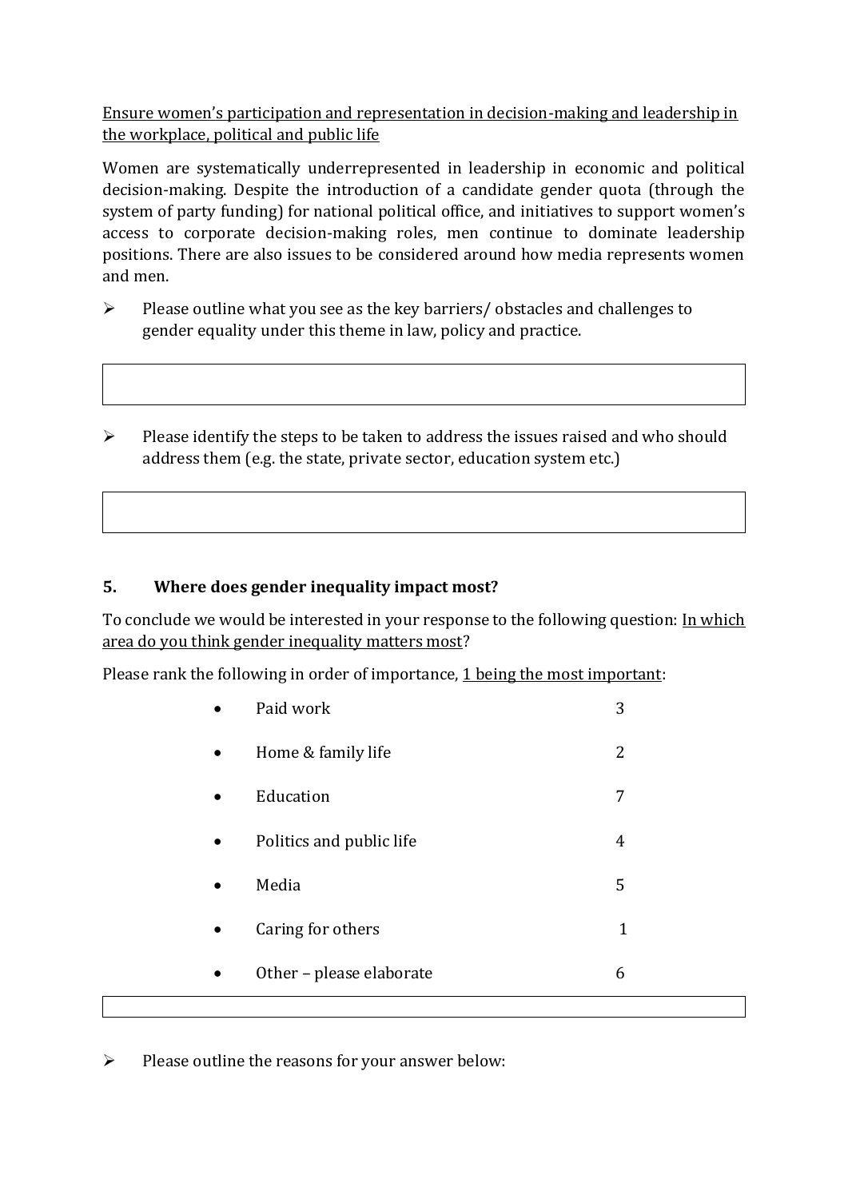Ensure women's participation and representation in decision-making and leadership in the workplace, political and public life

Women are systematically underrepresented in leadership in economic and political decision-making. Despite the introduction of a candidate gender quota (through the system of party funding) for national political office, and initiatives to support women's access to corporate decision-making roles, men continue to dominate leadership positions. There are also issues to be considered around how media represents women and men.

- Please outline what you see as the key barriers/ obstacles and challenges to gender equality under this theme in law, policy and practice.

| |
|---|
| |

- Please identify the steps to be taken to address the issues raised and who should address them (e.g. the state, private sector, education system etc.)

| |
|---|
| |

### 5. Where does gender inequality impact most?

To conclude we would be interested in your response to the following question: In which area do you think gender inequality matters most?

Please rank the following in order of importance, 1 being the most important:

- Paid work 3
- Home & family life 2
- Education 7
- Politics and public life 4
- Media 5
- Caring for others 1
- Other – please elaborate 6

| |
|---|
| |

- Please outline the reasons for your answer below: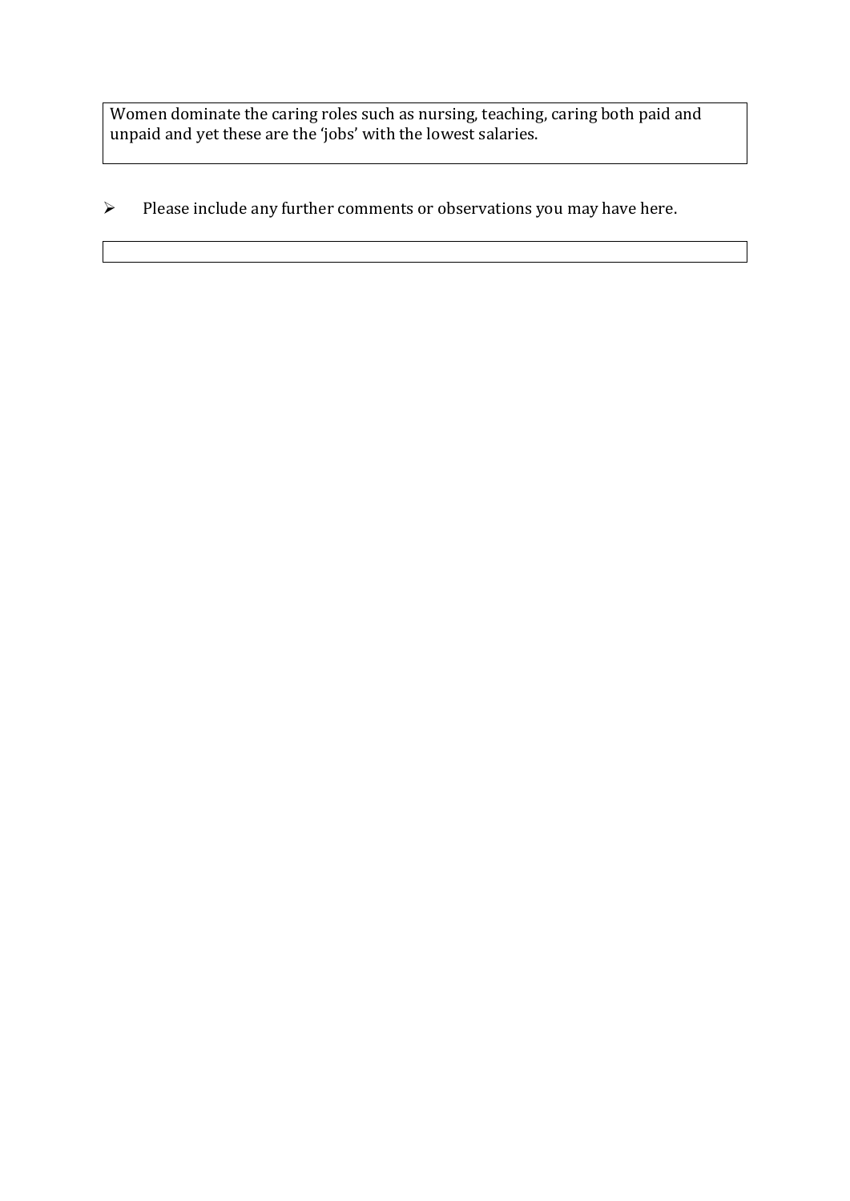Women dominate the caring roles such as nursing, teaching, caring both paid and unpaid and yet these are the 'jobs' with the lowest salaries.

- Please include any further comments or observations you may have here.